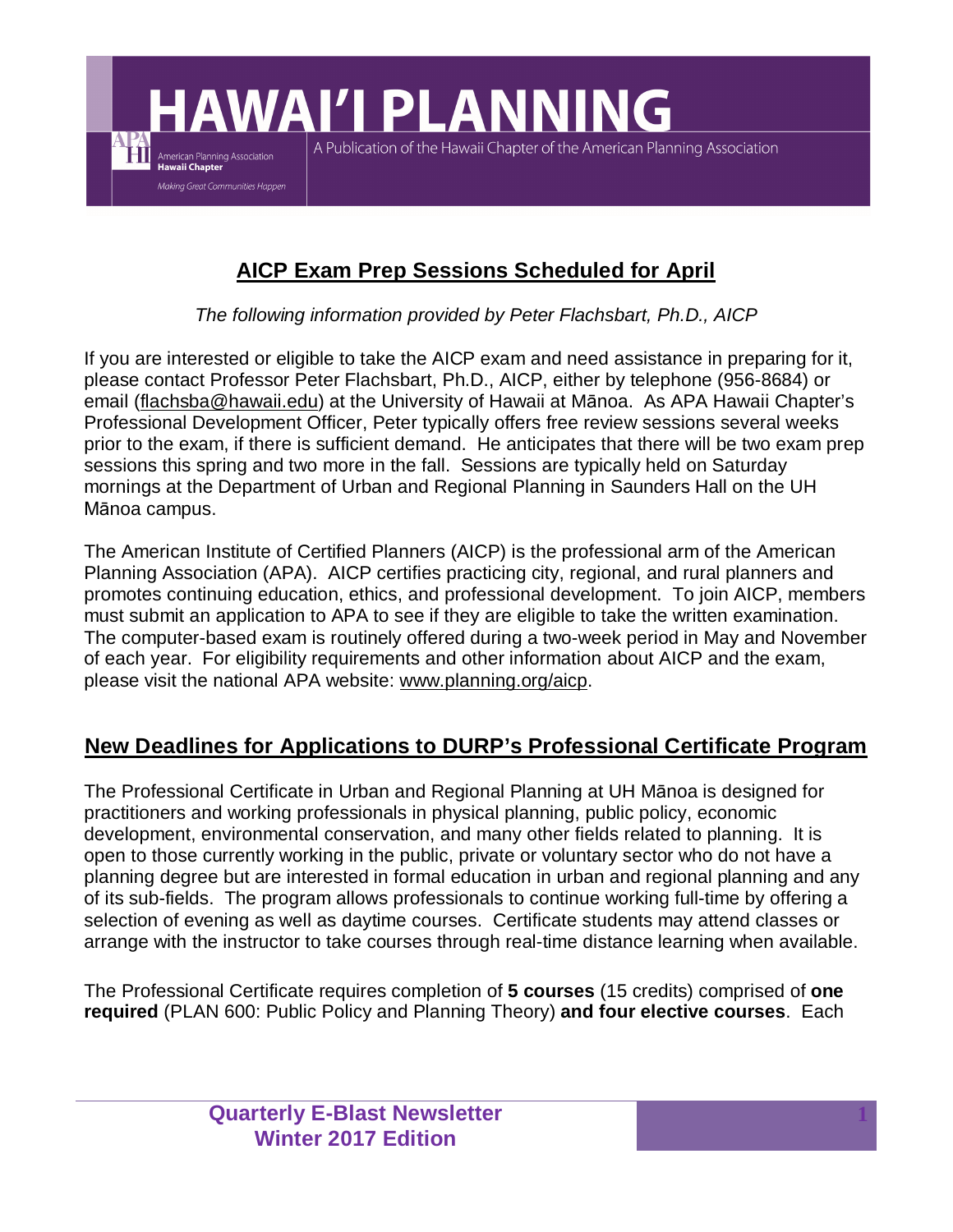# HAWAI'I PLANNING

A Publication of the Hawaii Chapter of the American Planning Association

American Planning Association **Hawaii Chapter**
*Making Great Communities Happen*

## AICP Exam Prep Sessions Scheduled for April

*The following information provided by Peter Flachsbart, Ph.D., AICP*

If you are interested or eligible to take the AICP exam and need assistance in preparing for it, please contact Professor Peter Flachsbart, Ph.D., AICP, either by telephone (956-8684) or email (flachsba@hawaii.edu) at the University of Hawaii at Mānoa. As APA Hawaii Chapter's Professional Development Officer, Peter typically offers free review sessions several weeks prior to the exam, if there is sufficient demand. He anticipates that there will be two exam prep sessions this spring and two more in the fall. Sessions are typically held on Saturday mornings at the Department of Urban and Regional Planning in Saunders Hall on the UH Mānoa campus.

The American Institute of Certified Planners (AICP) is the professional arm of the American Planning Association (APA). AICP certifies practicing city, regional, and rural planners and promotes continuing education, ethics, and professional development. To join AICP, members must submit an application to APA to see if they are eligible to take the written examination. The computer-based exam is routinely offered during a two-week period in May and November of each year. For eligibility requirements and other information about AICP and the exam, please visit the national APA website: www.planning.org/aicp.

## New Deadlines for Applications to DURP's Professional Certificate Program

The Professional Certificate in Urban and Regional Planning at UH Mānoa is designed for practitioners and working professionals in physical planning, public policy, economic development, environmental conservation, and many other fields related to planning. It is open to those currently working in the public, private or voluntary sector who do not have a planning degree but are interested in formal education in urban and regional planning and any of its sub-fields. The program allows professionals to continue working full-time by offering a selection of evening as well as daytime courses. Certificate students may attend classes or arrange with the instructor to take courses through real-time distance learning when available.

The Professional Certificate requires completion of **5 courses** (15 credits) comprised of **one required** (PLAN 600: Public Policy and Planning Theory) **and four elective courses**. Each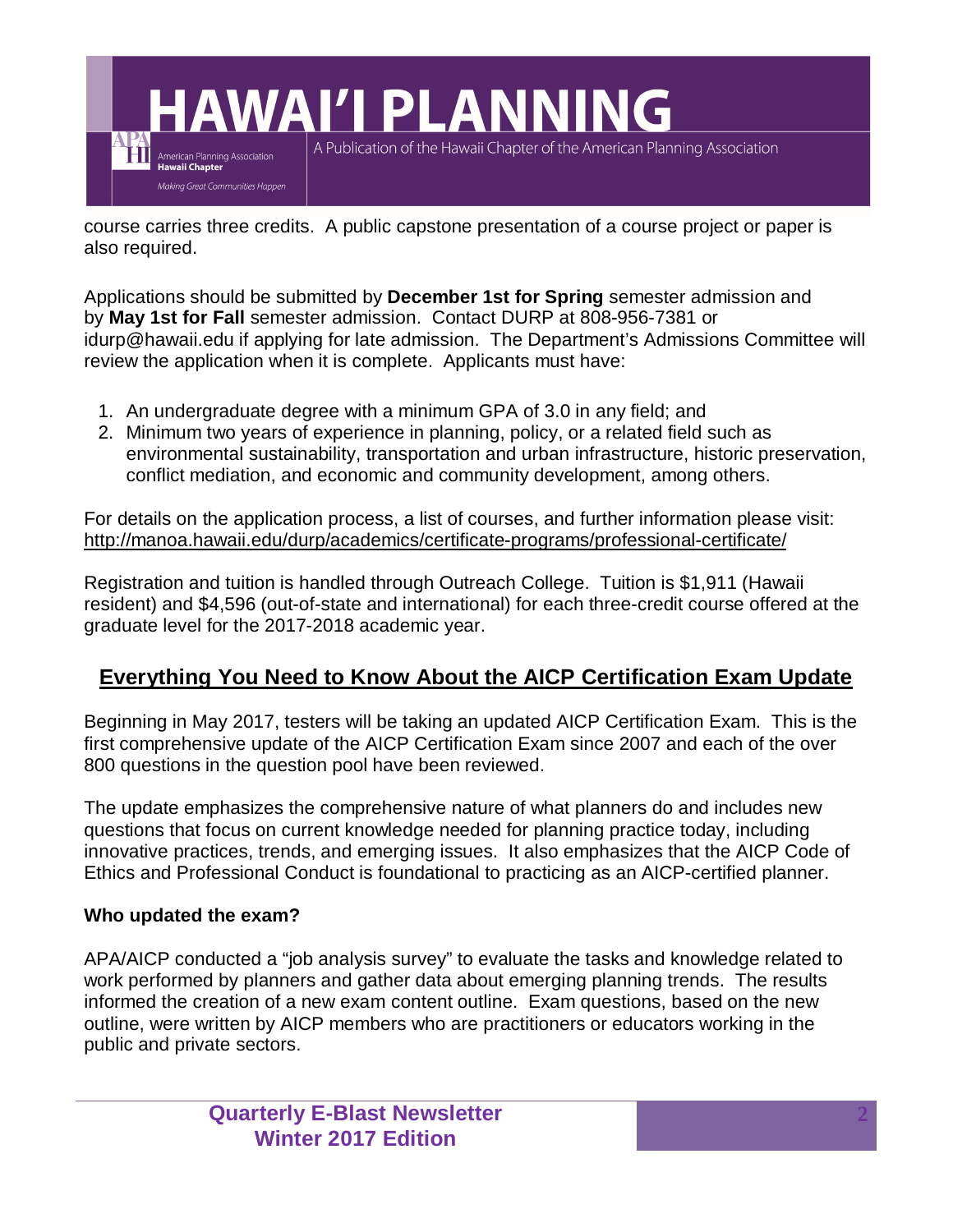course carries three credits. A public capstone presentation of a course project or paper is also required.

Applications should be submitted by **December 1st for Spring** semester admission and by **May 1st for Fall** semester admission. Contact DURP at 808-956-7381 or idurp@hawaii.edu if applying for late admission. The Department's Admissions Committee will review the application when it is complete. Applicants must have:

1. An undergraduate degree with a minimum GPA of 3.0 in any field; and
2. Minimum two years of experience in planning, policy, or a related field such as environmental sustainability, transportation and urban infrastructure, historic preservation, conflict mediation, and economic and community development, among others.

For details on the application process, a list of courses, and further information please visit: http://manoa.hawaii.edu/durp/academics/certificate-programs/professional-certificate/

Registration and tuition is handled through Outreach College. Tuition is $1,911 (Hawaii resident) and $4,596 (out-of-state and international) for each three-credit course offered at the graduate level for the 2017-2018 academic year.

## Everything You Need to Know About the AICP Certification Exam Update

Beginning in May 2017, testers will be taking an updated AICP Certification Exam. This is the first comprehensive update of the AICP Certification Exam since 2007 and each of the over 800 questions in the question pool have been reviewed.

The update emphasizes the comprehensive nature of what planners do and includes new questions that focus on current knowledge needed for planning practice today, including innovative practices, trends, and emerging issues. It also emphasizes that the AICP Code of Ethics and Professional Conduct is foundational to practicing as an AICP-certified planner.

**Who updated the exam?**

APA/AICP conducted a "job analysis survey" to evaluate the tasks and knowledge related to work performed by planners and gather data about emerging planning trends. The results informed the creation of a new exam content outline. Exam questions, based on the new outline, were written by AICP members who are practitioners or educators working in the public and private sectors.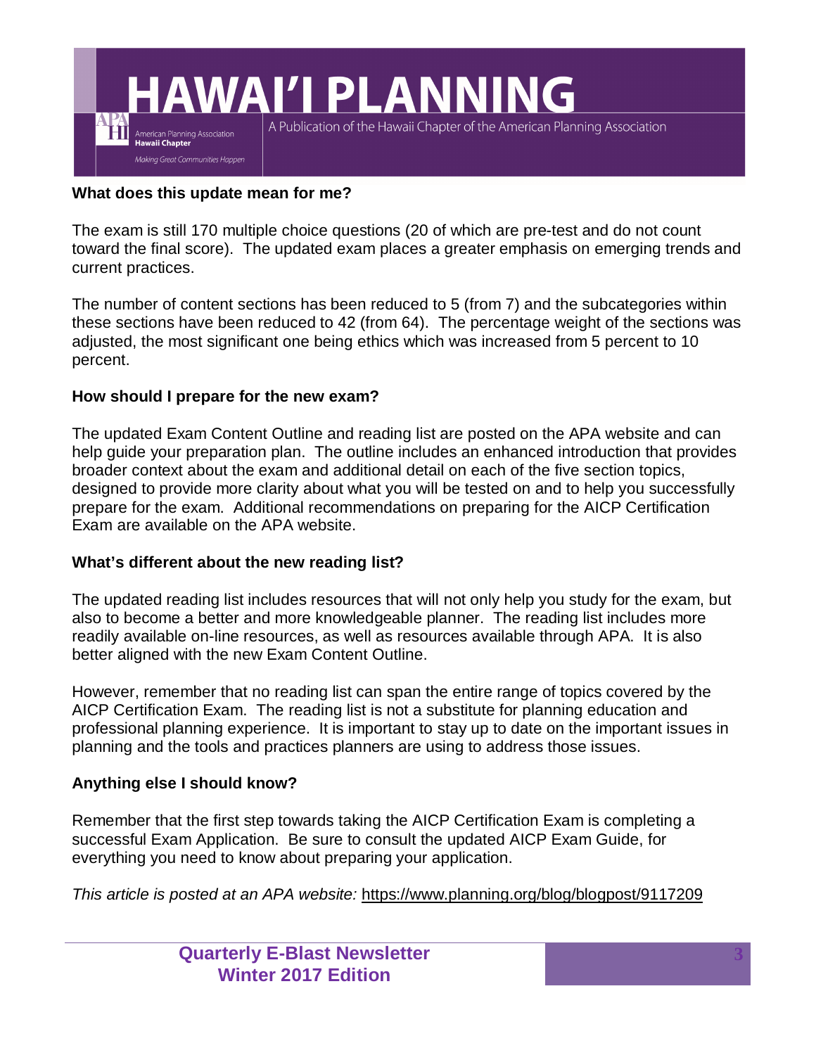**What does this update mean for me?**

The exam is still 170 multiple choice questions (20 of which are pre-test and do not count toward the final score). The updated exam places a greater emphasis on emerging trends and current practices.

The number of content sections has been reduced to 5 (from 7) and the subcategories within these sections have been reduced to 42 (from 64). The percentage weight of the sections was adjusted, the most significant one being ethics which was increased from 5 percent to 10 percent.

**How should I prepare for the new exam?**

The updated Exam Content Outline and reading list are posted on the APA website and can help guide your preparation plan. The outline includes an enhanced introduction that provides broader context about the exam and additional detail on each of the five section topics, designed to provide more clarity about what you will be tested on and to help you successfully prepare for the exam. Additional recommendations on preparing for the AICP Certification Exam are available on the APA website.

**What's different about the new reading list?**

The updated reading list includes resources that will not only help you study for the exam, but also to become a better and more knowledgeable planner. The reading list includes more readily available on-line resources, as well as resources available through APA. It is also better aligned with the new Exam Content Outline.

However, remember that no reading list can span the entire range of topics covered by the AICP Certification Exam. The reading list is not a substitute for planning education and professional planning experience. It is important to stay up to date on the important issues in planning and the tools and practices planners are using to address those issues.

**Anything else I should know?**

Remember that the first step towards taking the AICP Certification Exam is completing a successful Exam Application. Be sure to consult the updated AICP Exam Guide, for everything you need to know about preparing your application.

*This article is posted at an APA website:* https://www.planning.org/blog/blogpost/9117209